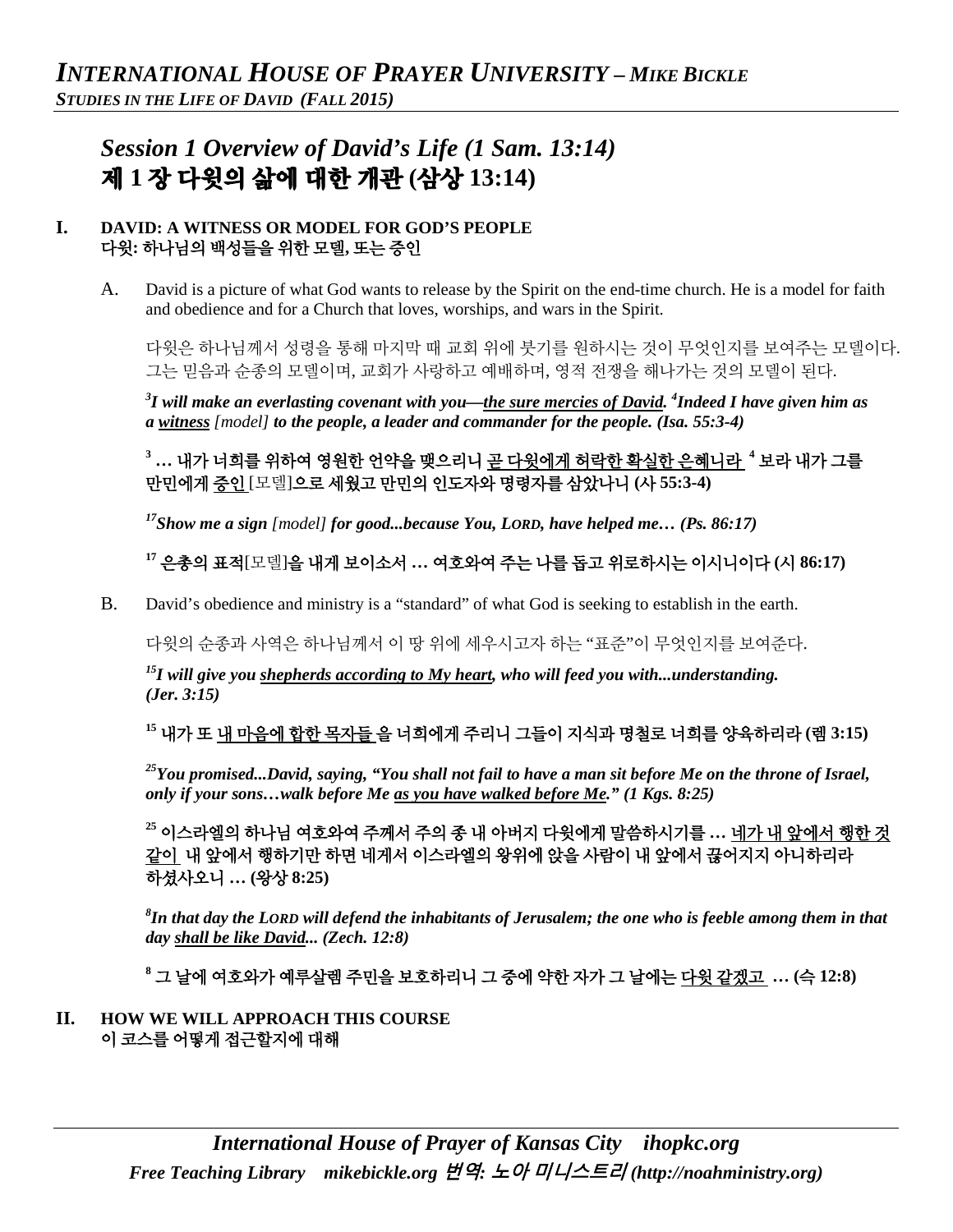# *INTERNATIONAL HOUSE OF PRAYER UNIVERSITY – MIKE BICKLE*

***STUDIES IN THE LIFE OF DAVID (FALL 2015)***

## *Session 1 Overview of David's Life (1 Sam. 13:14)*
## 제 1 장 다윗의 삶에 대한 개관 (삼상 13:14)

### I. DAVID: A WITNESS OR MODEL FOR GOD'S PEOPLE
### 다윗: 하나님의 백성들을 위한 모델, 또는 증인

A. David is a picture of what God wants to release by the Spirit on the end-time church. He is a model for faith and obedience and for a Church that loves, worships, and wars in the Spirit.

다윗은 하나님께서 성령을 통해 마지막 때 교회 위에 붓기를 원하시는 것이 무엇인지를 보여주는 모델이다. 그는 믿음과 순종의 모델이며, 교회가 사랑하고 예배하며, 영적 전쟁을 해나가는 것의 모델이 된다.

***[3]I will make an everlasting covenant with you—<u>the sure mercies of David</u>. [4]Indeed I have given him as a <u>witness</u>*** *[model]* ***to the people, a leader and commander for the people. (Isa. 55:3-4)***

**[3] … 내가 너희를 위하여 영원한 언약을 맺으리니 <u>곧 다윗에게 허락한 확실한 은혜니라</u> [4] 보라 내가 그를 만민에게 <u>증인</u>** [모델]**으로 세웠고 만민의 인도자와 명령자를 삼았나니 (사 55:3-4)**

***[17]Show me a sign*** *[model]* ***for good...because You, LORD, have helped me… (Ps. 86:17)***

**[17] 은총의 표적**[모델]**을 내게 보이소서 … 여호와여 주는 나를 돕고 위로하시는 이시니이다 (시 86:17)**

B. David's obedience and ministry is a "standard" of what God is seeking to establish in the earth.

다윗의 순종과 사역은 하나님께서 이 땅 위에 세우시고자 하는 "표준"이 무엇인지를 보여준다.

***[15]I will give you <u>shepherds according to My heart</u>, who will feed you with...understanding. (Jer. 3:15)***

**[15] 내가 또 <u>내 마음에 합한 목자들</u> 을 너희에게 주리니 그들이 지식과 명철로 너희를 양육하리라 (렘 3:15)**

***[25]You promised...David, saying, "You shall not fail to have a man sit before Me on the throne of Israel, only if your sons…walk before Me <u>as you have walked before Me</u>." (1 Kgs. 8:25)***

**[25] 이스라엘의 하나님 여호와여 주께서 주의 종 내 아버지 다윗에게 말씀하시기를 … <u>네가 내 앞에서 행한 것 같이</u> 내 앞에서 행하기만 하면 네게서 이스라엘의 왕위에 앉을 사람이 내 앞에서 끊어지지 아니하리라 하셨사오니 … (왕상 8:25)**

***[8]In that day the LORD will defend the inhabitants of Jerusalem; the one who is feeble among them in that day <u>shall be like David</u>... (Zech. 12:8)***

**[8] 그 날에 여호와가 예루살렘 주민을 보호하리니 그 중에 약한 자가 그 날에는 <u>다윗 같겠고</u> … (슥 12:8)**

### II. HOW WE WILL APPROACH THIS COURSE
### 이 코스를 어떻게 접근할지에 대해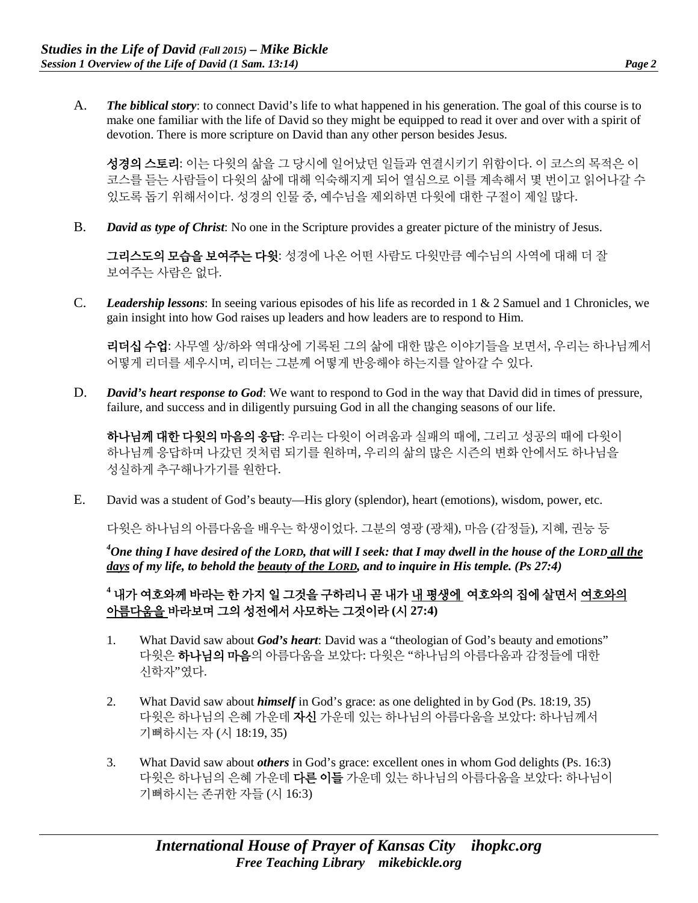A. ***The biblical story***: to connect David's life to what happened in his generation. The goal of this course is to make one familiar with the life of David so they might be equipped to read it over and over with a spirit of devotion. There is more scripture on David than any other person besides Jesus.

**성경의 스토리**: 이는 다윗의 삶을 그 당시에 일어났던 일들과 연결시키기 위함이다. 이 코스의 목적은 이 코스를 듣는 사람들이 다윗의 삶에 대해 익숙해지게 되어 열심으로 이를 계속해서 몇 번이고 읽어나갈 수 있도록 돕기 위해서이다. 성경의 인물 중, 예수님을 제외하면 다윗에 대한 구절이 제일 많다.

B. ***David as type of Christ***: No one in the Scripture provides a greater picture of the ministry of Jesus.

**그리스도의 모습을 보여주는 다윗**: 성경에 나온 어떤 사람도 다윗만큼 예수님의 사역에 대해 더 잘 보여주는 사람은 없다.

C. ***Leadership lessons***: In seeing various episodes of his life as recorded in 1 & 2 Samuel and 1 Chronicles, we gain insight into how God raises up leaders and how leaders are to respond to Him.

**리더십 수업**: 사무엘 상/하와 역대상에 기록된 그의 삶에 대한 많은 이야기들을 보면서, 우리는 하나님께서 어떻게 리더를 세우시며, 리더는 그분께 어떻게 반응해야 하는지를 알아갈 수 있다.

D. ***David's heart response to God***: We want to respond to God in the way that David did in times of pressure, failure, and success and in diligently pursuing God in all the changing seasons of our life.

**하나님께 대한 다윗의 마음의 응답**: 우리는 다윗이 어려움과 실패의 때에, 그리고 성공의 때에 다윗이 하나님께 응답하며 나갔던 것처럼 되기를 원하며, 우리의 삶의 많은 시즌의 변화 안에서도 하나님을 성실하게 추구해나가기를 원한다.

E. David was a student of God's beauty—His glory (splendor), heart (emotions), wisdom, power, etc.

다윗은 하나님의 아름다움을 배우는 학생이었다. 그분의 영광 (광채), 마음 (감정들), 지혜, 권능 등

***[4]One thing I have desired of the LORD, that will I seek: that I may dwell in the house of the LORD <u>all the days</u> of my life, to behold the <u>beauty of the LORD</u>, and to inquire in His temple. (Ps 27:4)***

**[4] 내가 여호와께 바라는 한 가지 일 그것을 구하리니 곧 내가 <u>내 평생에</u> 여호와의 집에 살면서 <u>여호와의 아름다움을</u> 바라보며 그의 성전에서 사모하는 그것이라 (시 27:4)**

1. What David saw about ***God's heart***: David was a "theologian of God's beauty and emotions"
다윗은 **하나님의 마음**의 아름다움을 보았다: 다윗은 "하나님의 아름다움과 감정들에 대한 신학자"였다.

2. What David saw about ***himself*** in God's grace: as one delighted in by God (Ps. 18:19, 35)
다윗은 하나님의 은혜 가운데 **자신** 가운데 있는 하나님의 아름다움을 보았다: 하나님께서 기뻐하시는 자 (시 18:19, 35)

3. What David saw about ***others*** in God's grace: excellent ones in whom God delights (Ps. 16:3)
다윗은 하나님의 은혜 가운데 **다른 이들** 가운데 있는 하나님의 아름다움을 보았다: 하나님이 기뻐하시는 존귀한 자들 (시 16:3)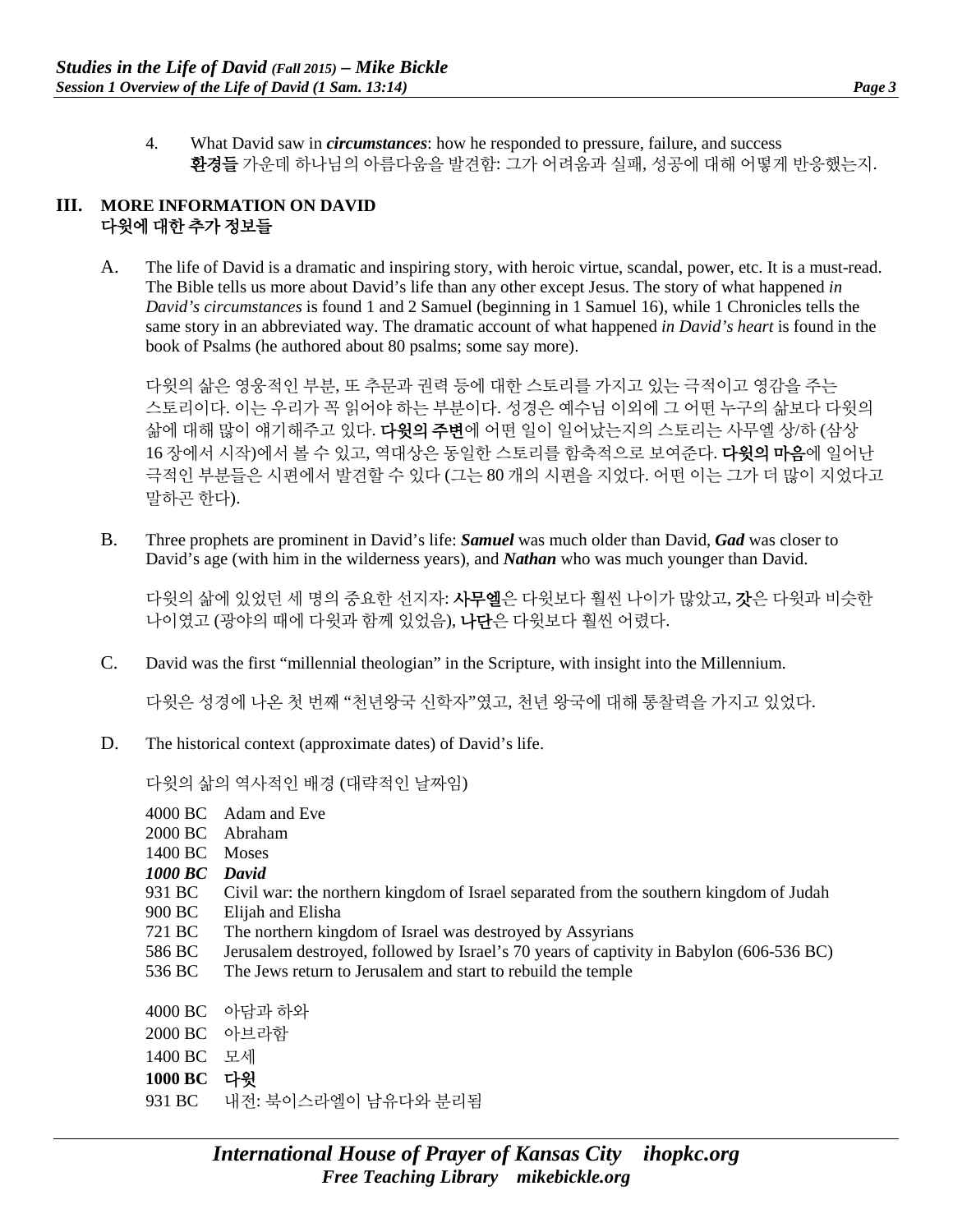4. What David saw in ***circumstances***: how he responded to pressure, failure, and success
**환경들** 가운데 하나님의 아름다움을 발견함: 그가 어려움과 실패, 성공에 대해 어떻게 반응했는지.

## III. MORE INFORMATION ON DAVID
## 다윗에 대한 추가 정보들

A. The life of David is a dramatic and inspiring story, with heroic virtue, scandal, power, etc. It is a must-read. The Bible tells us more about David's life than any other except Jesus. The story of what happened *in David's circumstances* is found 1 and 2 Samuel (beginning in 1 Samuel 16), while 1 Chronicles tells the same story in an abbreviated way. The dramatic account of what happened *in David's heart* is found in the book of Psalms (he authored about 80 psalms; some say more).

다윗의 삶은 영웅적인 부분, 또 추문과 권력 등에 대한 스토리를 가지고 있는 극적이고 영감을 주는 스토리이다. 이는 우리가 꼭 읽어야 하는 부분이다. 성경은 예수님 이외에 그 어떤 누구의 삶보다 다윗의 삶에 대해 많이 얘기해주고 있다. **다윗의 주변**에 어떤 일이 일어났는지의 스토리는 사무엘 상/하 (삼상 16 장에서 시작)에서 볼 수 있고, 역대상은 동일한 스토리를 함축적으로 보여준다. **다윗의 마음**에 일어난 극적인 부분들은 시편에서 발견할 수 있다 (그는 80 개의 시편을 지었다. 어떤 이는 그가 더 많이 지었다고 말하곤 한다).

B. Three prophets are prominent in David's life: ***Samuel*** was much older than David, ***Gad*** was closer to David's age (with him in the wilderness years), and ***Nathan*** who was much younger than David.

다윗의 삶에 있었던 세 명의 중요한 선지자: **사무엘**은 다윗보다 훨씬 나이가 많았고, **갓**은 다윗과 비슷한 나이였고 (광야의 때에 다윗과 함께 있었음), **나단**은 다윗보다 훨씬 어렸다.

C. David was the first "millennial theologian" in the Scripture, with insight into the Millennium.

다윗은 성경에 나온 첫 번째 "천년왕국 신학자"였고, 천년 왕국에 대해 통찰력을 가지고 있었다.

D. The historical context (approximate dates) of David's life.

다윗의 삶의 역사적인 배경 (대략적인 날짜임)

4000 BC Adam and Eve
2000 BC Abraham
1400 BC Moses
***1000 BC David***
931 BC Civil war: the northern kingdom of Israel separated from the southern kingdom of Judah
900 BC Elijah and Elisha
721 BC The northern kingdom of Israel was destroyed by Assyrians
586 BC Jerusalem destroyed, followed by Israel's 70 years of captivity in Babylon (606-536 BC)
536 BC The Jews return to Jerusalem and start to rebuild the temple

4000 BC 아담과 하와
2000 BC 아브라함
1400 BC 모세
**1000 BC 다윗**
931 BC 내전: 북이스라엘이 남유다와 분리됨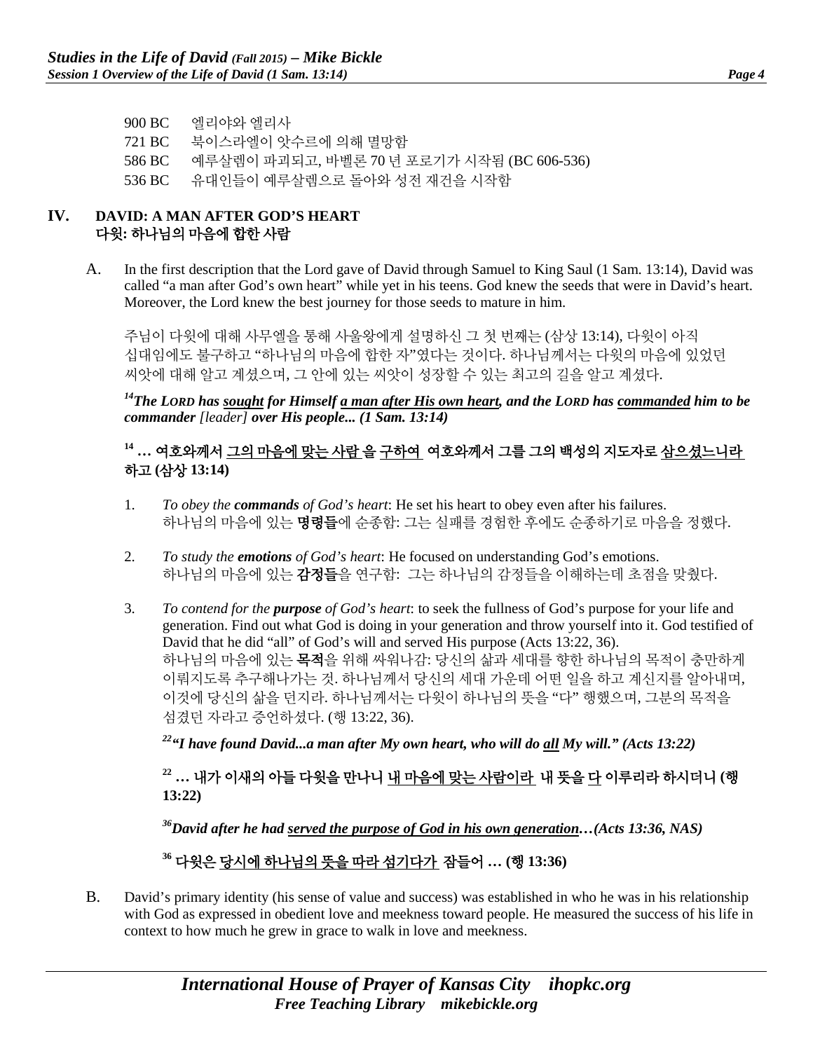900 BC　엘리야와 엘리사
721 BC　북이스라엘이 앗수르에 의해 멸망함
586 BC　예루살렘이 파괴되고, 바벨론 70 년 포로기가 시작됨 (BC 606-536)
536 BC　유대인들이 예루살렘으로 돌아와 성전 재건을 시작함

## IV. DAVID: A MAN AFTER GOD'S HEART
## 다윗: 하나님의 마음에 합한 사람

A. In the first description that the Lord gave of David through Samuel to King Saul (1 Sam. 13:14), David was called "a man after God's own heart" while yet in his teens. God knew the seeds that were in David's heart. Moreover, the Lord knew the best journey for those seeds to mature in him.

주님이 다윗에 대해 사무엘을 통해 사울왕에게 설명하신 그 첫 번째는 (삼상 13:14), 다윗이 아직 십대임에도 불구하고 "하나님의 마음에 합한 자"였다는 것이다. 하나님께서는 다윗의 마음에 있었던 씨앗에 대해 알고 계셨으며, 그 안에 있는 씨앗이 성장할 수 있는 최고의 길을 알고 계셨다.

***[14]The LORD has sought for Himself a man after His own heart, and the LORD has commanded him to be commander [leader] over His people... (1 Sam. 13:14)***

**[14] … 여호와께서 그의 마음에 맞는 사람 을 구하여 여호와께서 그를 그의 백성의 지도자로 삼으셨느니라 하고 (삼상 13:14)**

1. *To obey the **commands** of God's heart*: He set his heart to obey even after his failures.
하나님의 마음에 있는 **명령들**에 순종함: 그는 실패를 경험한 후에도 순종하기로 마음을 정했다.

2. *To study the **emotions** of God's heart*: He focused on understanding God's emotions.
하나님의 마음에 있는 **감정들**을 연구함: 그는 하나님의 감정들을 이해하는데 초점을 맞췄다.

3. *To contend for the **purpose** of God's heart*: to seek the fullness of God's purpose for your life and generation. Find out what God is doing in your generation and throw yourself into it. God testified of David that he did "all" of God's will and served His purpose (Acts 13:22, 36).
하나님의 마음에 있는 **목적**을 위해 싸워나감: 당신의 삶과 세대를 향한 하나님의 목적이 충만하게 이뤄지도록 추구해나가는 것. 하나님께서 당신의 세대 가운데 어떤 일을 하고 계신지를 알아내며, 이것에 당신의 삶을 던지라. 하나님께서는 다윗이 하나님의 뜻을 "다" 행했으며, 그분의 목적을 섬겼던 자라고 증언하셨다. (행 13:22, 36).

***[22]"I have found David...a man after My own heart, who will do all My will." (Acts 13:22)***

**[22] … 내가 이새의 아들 다윗을 만나니 내 마음에 맞는 사람이라 내 뜻을 다 이루리라 하시더니 (행 13:22)**

***[36]David after he had served the purpose of God in his own generation…(Acts 13:36, NAS)***

**[36] 다윗은 당시에 하나님의 뜻을 따라 섬기다가 잠들어 … (행 13:36)**

B. David's primary identity (his sense of value and success) was established in who he was in his relationship with God as expressed in obedient love and meekness toward people. He measured the success of his life in context to how much he grew in grace to walk in love and meekness.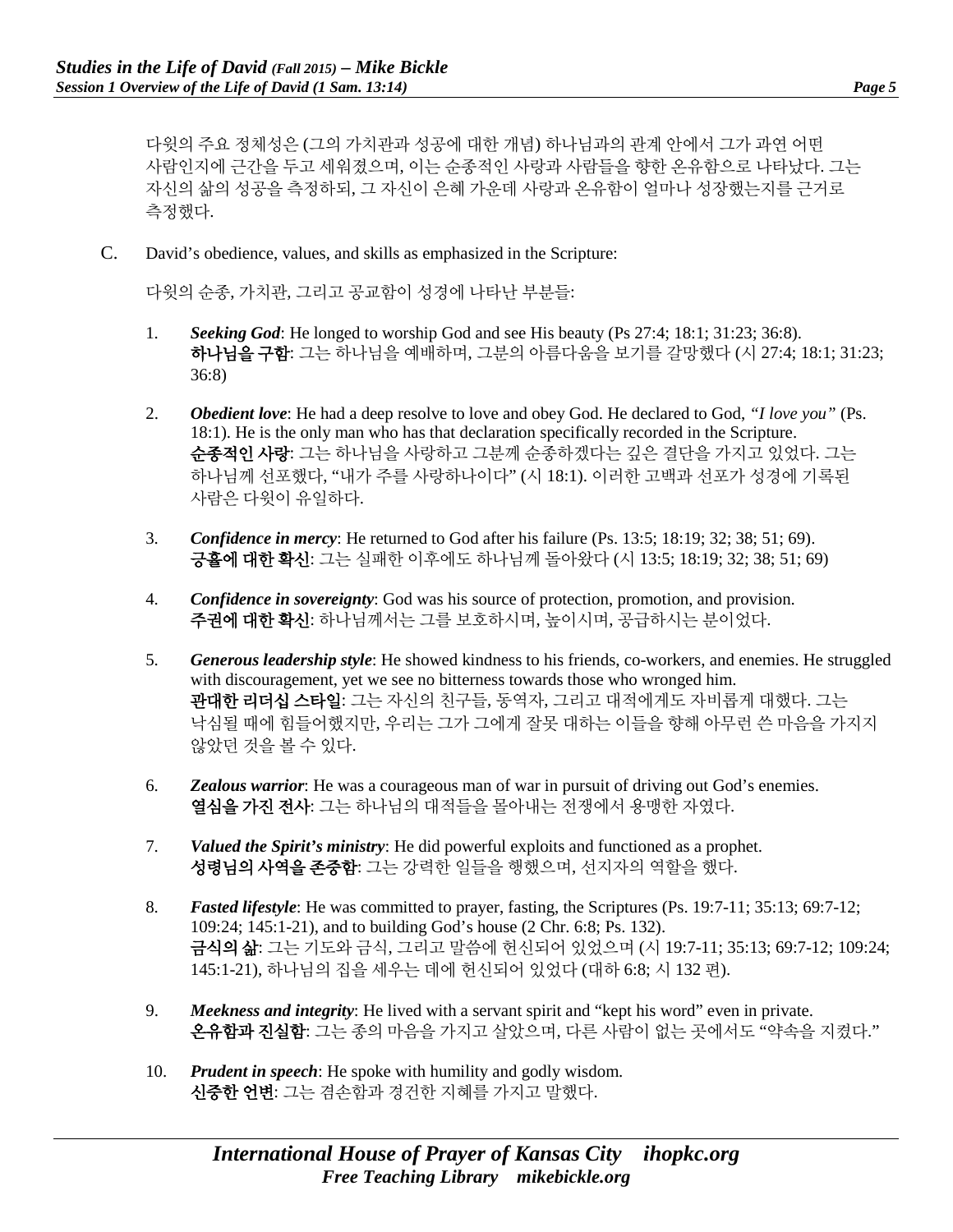다윗의 주요 정체성은 (그의 가치관과 성공에 대한 개념) 하나님과의 관계 안에서 그가 과연 어떤 사람인지에 근간을 두고 세워졌으며, 이는 순종적인 사랑과 사람들을 향한 온유함으로 나타났다. 그는 자신의 삶의 성공을 측정하되, 그 자신이 은혜 가운데 사랑과 온유함이 얼마나 성장했는지를 근거로 측정했다.

C. David's obedience, values, and skills as emphasized in the Scripture:

다윗의 순종, 가치관, 그리고 공교함이 성경에 나타난 부분들:

1. ***Seeking God***: He longed to worship God and see His beauty (Ps 27:4; 18:1; 31:23; 36:8).
**하나님을 구함**: 그는 하나님을 예배하며, 그분의 아름다움을 보기를 갈망했다 (시 27:4; 18:1; 31:23; 36:8)

2. ***Obedient love***: He had a deep resolve to love and obey God. He declared to God, *"I love you"* (Ps. 18:1). He is the only man who has that declaration specifically recorded in the Scripture.
**순종적인 사랑**: 그는 하나님을 사랑하고 그분께 순종하겠다는 깊은 결단을 가지고 있었다. 그는 하나님께 선포했다, "내가 주를 사랑하나이다" (시 18:1). 이러한 고백과 선포가 성경에 기록된 사람은 다윗이 유일하다.

3. ***Confidence in mercy***: He returned to God after his failure (Ps. 13:5; 18:19; 32; 38; 51; 69).
**긍휼에 대한 확신**: 그는 실패한 이후에도 하나님께 돌아왔다 (시 13:5; 18:19; 32; 38; 51; 69)

4. ***Confidence in sovereignty***: God was his source of protection, promotion, and provision.
**주권에 대한 확신**: 하나님께서는 그를 보호하시며, 높이시며, 공급하시는 분이었다.

5. ***Generous leadership style***: He showed kindness to his friends, co-workers, and enemies. He struggled with discouragement, yet we see no bitterness towards those who wronged him.
**관대한 리더십 스타일**: 그는 자신의 친구들, 동역자, 그리고 대적에게도 자비롭게 대했다. 그는 낙심될 때에 힘들어했지만, 우리는 그가 그에게 잘못 대하는 이들을 향해 아무런 쓴 마음을 가지지 않았던 것을 볼 수 있다.

6. ***Zealous warrior***: He was a courageous man of war in pursuit of driving out God's enemies.
**열심을 가진 전사**: 그는 하나님의 대적들을 몰아내는 전쟁에서 용맹한 자였다.

7. ***Valued the Spirit's ministry***: He did powerful exploits and functioned as a prophet.
**성령님의 사역을 존중함**: 그는 강력한 일들을 행했으며, 선지자의 역할을 했다.

8. ***Fasted lifestyle***: He was committed to prayer, fasting, the Scriptures (Ps. 19:7-11; 35:13; 69:7-12; 109:24; 145:1-21), and to building God's house (2 Chr. 6:8; Ps. 132).
**금식의 삶**: 그는 기도와 금식, 그리고 말씀에 헌신되어 있었으며 (시 19:7-11; 35:13; 69:7-12; 109:24; 145:1-21), 하나님의 집을 세우는 데에 헌신되어 있었다 (대하 6:8; 시 132 편).

9. ***Meekness and integrity***: He lived with a servant spirit and "kept his word" even in private.
**온유함과 진실함**: 그는 종의 마음을 가지고 살았으며, 다른 사람이 없는 곳에서도 "약속을 지켰다."

10. ***Prudent in speech***: He spoke with humility and godly wisdom.
**신중한 언변**: 그는 겸손함과 경건한 지혜를 가지고 말했다.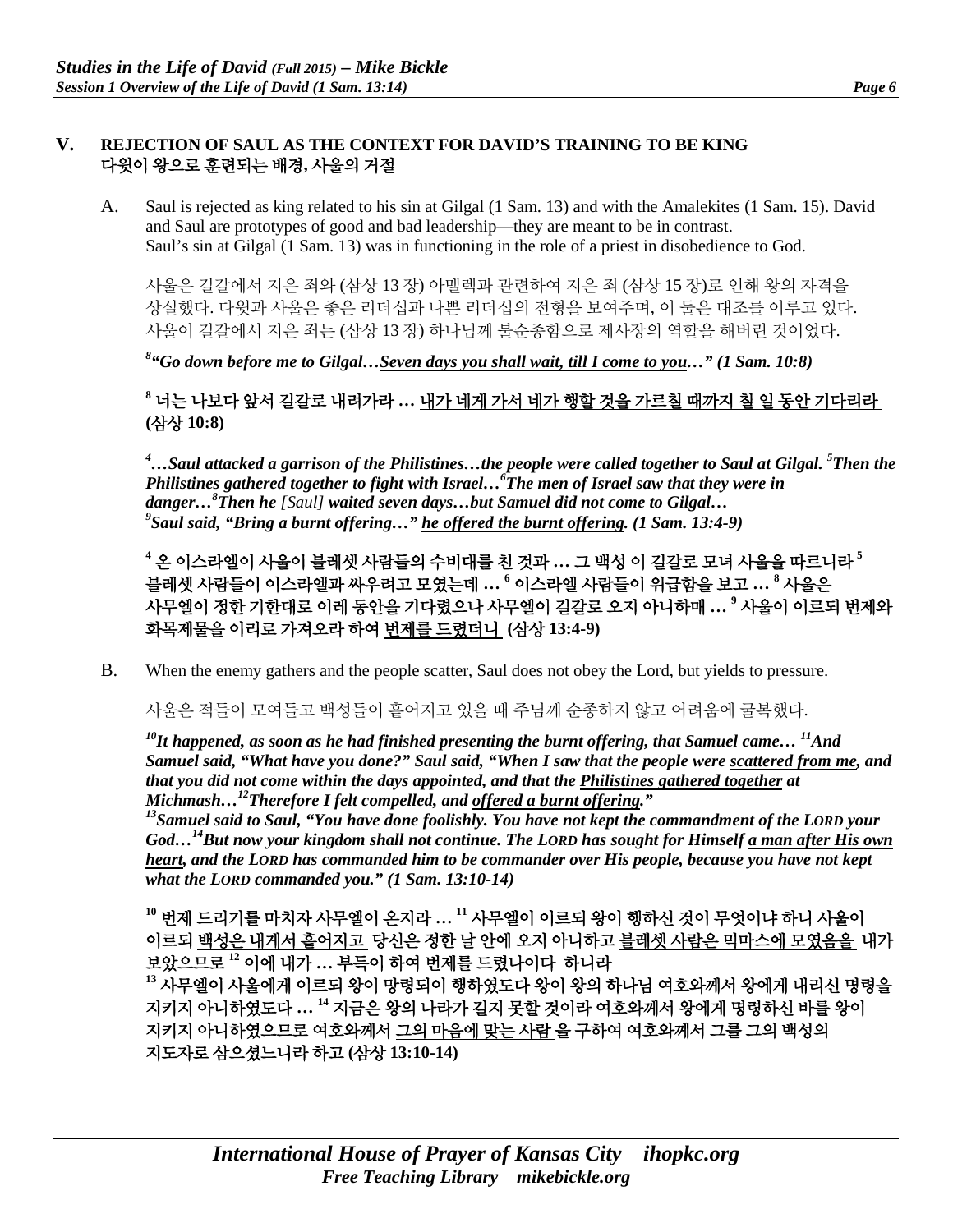## V. REJECTION OF SAUL AS THE CONTEXT FOR DAVID'S TRAINING TO BE KING 다윗이 왕으로 훈련되는 배경, 사울의 거절

A. Saul is rejected as king related to his sin at Gilgal (1 Sam. 13) and with the Amalekites (1 Sam. 15). David and Saul are prototypes of good and bad leadership—they are meant to be in contrast. Saul's sin at Gilgal (1 Sam. 13) was in functioning in the role of a priest in disobedience to God.

사울은 길갈에서 지은 죄와 (삼상 13 장) 아멜렉과 관련하여 지은 죄 (삼상 15 장)로 인해 왕의 자격을 상실했다. 다윗과 사울은 좋은 리더십과 나쁜 리더십의 전형을 보여주며, 이 둘은 대조를 이루고 있다. 사울이 길갈에서 지은 죄는 (삼상 13 장) 하나님께 불순종함으로 제사장의 역할을 해버린 것이었다.

***[8]"Go down before me to Gilgal…<u>Seven days you shall wait, till I come to you</u>…" (1 Sam. 10:8)***

**[8] 너는 나보다 앞서 길갈로 내려가라 … <u>내가 네게 가서 네가 행할 것을 가르칠 때까지 칠 일 동안 기다리라</u> (삼상 10:8)**

***[4]…Saul attacked a garrison of the Philistines…the people were called together to Saul at Gilgal. [5]Then the Philistines gathered together to fight with Israel…[6]The men of Israel saw that they were in danger…[8]Then he** [Saul] **waited seven days…but Samuel did not come to Gilgal… [9]Saul said, "Bring a burnt offering…" <u>he offered the burnt offering</u>. (1 Sam. 13:4-9)***

**[4] 온 이스라엘이 사울이 블레셋 사람들의 수비대를 친 것과 … 그 백성 이 길갈로 모여 사울을 따르니라 [5] 블레셋 사람들이 이스라엘과 싸우려고 모였는데 … [6] 이스라엘 사람들이 위급함을 보고 … [8] 사울은 사무엘이 정한 기한대로 이레 동안을 기다렸으나 사무엘이 길갈로 오지 아니하매 … [9] 사울이 이르되 번제와 화목제물을 이리로 가져오라 하여 <u>번제를 드렸더니</u> (삼상 13:4-9)**

B. When the enemy gathers and the people scatter, Saul does not obey the Lord, but yields to pressure.

사울은 적들이 모여들고 백성들이 흩어지고 있을 때 주님께 순종하지 않고 어려움에 굴복했다.

***[10]It happened, as soon as he had finished presenting the burnt offering, that Samuel came… [11]And Samuel said, "What have you done?" Saul said, "When I saw that the people were <u>scattered from me</u>, and that you did not come within the days appointed, and that the <u>Philistines gathered together</u> at Michmash…[12]Therefore I felt compelled, and <u>offered a burnt offering</u>." [13]Samuel said to Saul, "You have done foolishly. You have not kept the commandment of the LORD your God…[14]But now your kingdom shall not continue. The LORD has sought for Himself <u>a man after His own heart</u>, and the LORD has commanded him to be commander over His people, because you have not kept what the LORD commanded you." (1 Sam. 13:10-14)***

**[10] 번제 드리기를 마치자 사무엘이 온지라 … [11] 사무엘이 이르되 왕이 행하신 것이 무엇이냐 하니 사울이 이르되 <u>백성은 내게서 흩어지고</u> 당신은 정한 날 안에 오지 아니하고 <u>블레셋 사람은 믹마스에 모였음을</u> 내가 보았으므로 [12] 이에 내가 … 부득이 하여 <u>번제를 드렸나이다</u> 하니라 [13] 사무엘이 사울에게 이르되 왕이 망령되이 행하였도다 왕이 왕의 하나님 여호와께서 왕에게 내리신 명령을 지키지 아니하였도다 … [14] 지금은 왕의 나라가 길지 못할 것이라 여호와께서 왕에게 명령하신 바를 왕이 지키지 아니하였으므로 여호와께서 <u>그의 마음에 맞는 사람</u> 을 구하여 여호와께서 그를 그의 백성의 지도자로 삼으셨느니라 하고 (삼상 13:10-14)**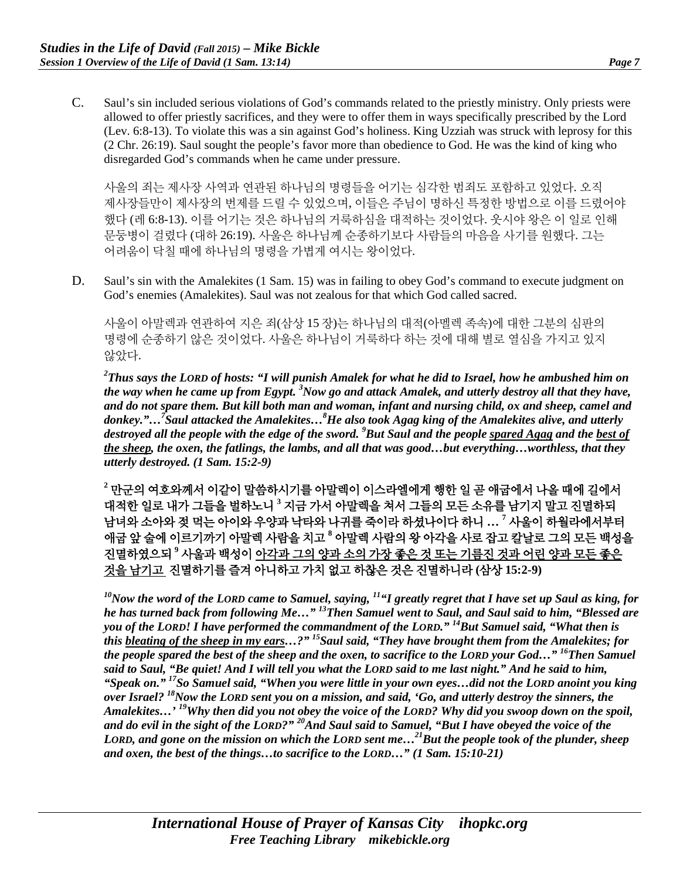C. Saul's sin included serious violations of God's commands related to the priestly ministry. Only priests were allowed to offer priestly sacrifices, and they were to offer them in ways specifically prescribed by the Lord (Lev. 6:8-13). To violate this was a sin against God's holiness. King Uzziah was struck with leprosy for this (2 Chr. 26:19). Saul sought the people's favor more than obedience to God. He was the kind of king who disregarded God's commands when he came under pressure.

사울의 죄는 제사장 사역과 연관된 하나님의 명령들을 어기는 심각한 범죄도 포함하고 있었다. 오직 제사장들만이 제사장의 번제를 드릴 수 있었으며, 이들은 주님이 명하신 특정한 방법으로 이를 드렸어야 했다 (레 6:8-13). 이를 어기는 것은 하나님의 거룩하심을 대적하는 것이었다. 웃시야 왕은 이 일로 인해 문둥병이 걸렸다 (대하 26:19). 사울은 하나님께 순종하기보다 사람들의 마음을 사기를 원했다. 그는 어려움이 닥칠 때에 하나님의 명령을 가볍게 여기시는 왕이었다.

D. Saul's sin with the Amalekites (1 Sam. 15) was in failing to obey God's command to execute judgment on God's enemies (Amalekites). Saul was not zealous for that which God called sacred.

사울이 아말렉과 연관하여 지은 죄(삼상 15 장)는 하나님의 대적(아멜렉 족속)에 대한 그분의 심판의 명령에 순종하기 않은 것이었다. 사울은 하나님이 거룩하다 하는 것에 대해 별로 열심을 가지고 있지 않았다.

***[2]Thus says the LORD of hosts: "I will punish Amalek for what he did to Israel, how he ambushed him on the way when he came up from Egypt. [3]Now go and attack Amalek, and utterly destroy all that they have, and do not spare them. But kill both man and woman, infant and nursing child, ox and sheep, camel and donkey."…[7]Saul attacked the Amalekites…[8]He also took Agag king of the Amalekites alive, and utterly destroyed all the people with the edge of the sword. [9]But Saul and the people <u>spared Agag</u> and the <u>best of the sheep</u>, the oxen, the fatlings, the lambs, and all that was good…but everything…worthless, that they utterly destroyed. (1 Sam. 15:2-9)***

**[2] 만군의 여호와께서 이같이 말씀하시기를 아말렉이 이스라엘에게 행한 일 곧 애굽에서 나올 때에 길에서 대적한 일로 내가 그들을 벌하노니 [3] 지금 가서 아말렉을 쳐서 그들의 모든 소유를 남기지 말고 진멸하되 남녀와 소아와 젖 먹는 아이와 우양과 낙타와 나귀를 죽이라 하셨나이다 하니 … [7] 사울이 하윌라에서부터 애굽 앞 술에 이르기까지 아말렉 사람을 치고 [8] 아말렉 사람의 왕 아각을 사로 잡고 칼날로 그의 모든 백성을 진멸하였으되 [9] 사울과 백성이 <u>아각과 그의 양과 소의 가장 좋은 것 또는 기름진 것과 어린 양과 모든 좋은 것을 남기고</u> 진멸하기를 즐겨 아니하고 가치 없고 하찮은 것은 진멸하니라 (삼상 15:2-9)**

***[10]Now the word of the LORD came to Samuel, saying, [11]"I greatly regret that I have set up Saul as king, for he has turned back from following Me…" [13]Then Samuel went to Saul, and Saul said to him, "Blessed are you of the LORD! I have performed the commandment of the LORD." [14]But Samuel said, "What then is this <u>bleating of the sheep in my ears</u>…?" [15]Saul said, "They have brought them from the Amalekites; for the people spared the best of the sheep and the oxen, to sacrifice to the LORD your God…" [16]Then Samuel said to Saul, "Be quiet! And I will tell you what the LORD said to me last night." And he said to him, "Speak on." [17]So Samuel said, "When you were little in your own eyes…did not the LORD anoint you king over Israel? [18]Now the LORD sent you on a mission, and said, 'Go, and utterly destroy the sinners, the Amalekites…' [19]Why then did you not obey the voice of the LORD? Why did you swoop down on the spoil, and do evil in the sight of the LORD?" [20]And Saul said to Samuel, "But I have obeyed the voice of the LORD, and gone on the mission on which the LORD sent me…[21]But the people took of the plunder, sheep and oxen, the best of the things…to sacrifice to the LORD…" (1 Sam. 15:10-21)***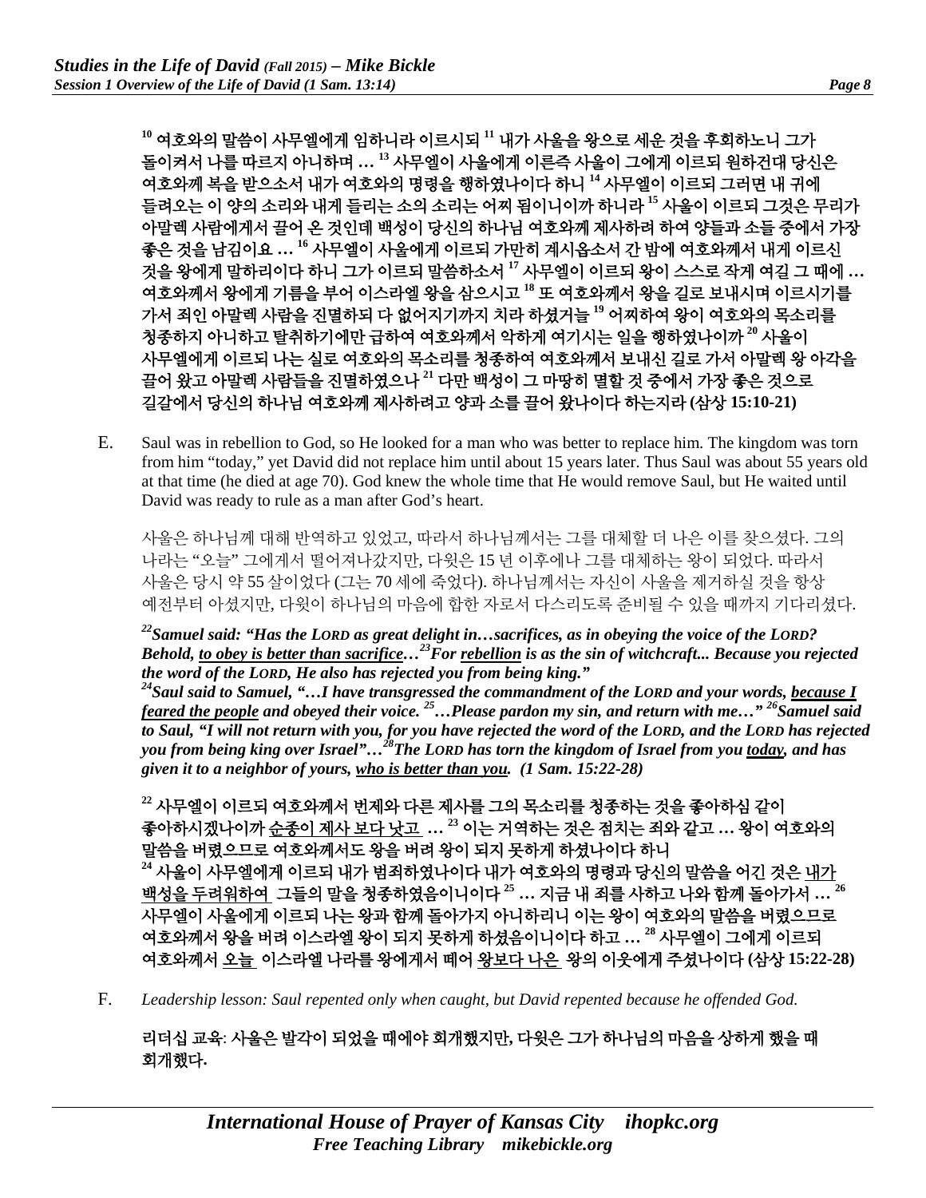[10] 여호와의 말씀이 사무엘에게 임하니라 이르시되 [11] 내가 사울을 왕으로 세운 것을 후회하노니 그가 돌이켜서 나를 따르지 아니하며 … [13] 사무엘이 사울에게 이른즉 사울이 그에게 이르되 원하건대 당신은 여호와께 복을 받으소서 내가 여호와의 명령을 행하였나이다 하니 [14] 사무엘이 이르되 그러면 내 귀에 들려오는 이 양의 소리와 내게 들리는 소의 소리는 어찌 됨이니이까 하니라 [15] 사울이 이르되 그것은 무리가 아말렉 사람에게서 끌어 온 것인데 백성이 당신의 하나님 여호와께 제사하려 하여 양들과 소들 중에서 가장 좋은 것을 남김이요 … [16] 사무엘이 사울에게 이르되 가만히 계시옵소서 간 밤에 여호와께서 내게 이르신 것을 왕에게 말하리이다 하니 그가 이르되 말씀하소서 [17] 사무엘이 이르되 왕이 스스로 작게 여길 그 때에 … 여호와께서 왕에게 기름을 부어 이스라엘 왕을 삼으시고 [18] 또 여호와께서 왕을 길로 보내시며 이르시기를 가서 죄인 아말렉 사람을 진멸하되 다 없어지기까지 치라 하셨거늘 [19] 어찌하여 왕이 여호와의 목소리를 청종하지 아니하고 탈취하기에만 급하여 여호와께서 악하게 여기시는 일을 행하였나이까 [20] 사울이 사무엘에게 이르되 나는 실로 여호와의 목소리를 청종하여 여호와께서 보내신 길로 가서 아말렉 왕 아각을 끌어 왔고 아말렉 사람들을 진멸하였으나 [21] 다만 백성이 그 마땅히 멸할 것 중에서 가장 좋은 것으로 길갈에서 당신의 하나님 여호와께 제사하려고 양과 소를 끌어 왔나이다 하는지라 (삼상 15:10-21)

E. Saul was in rebellion to God, so He looked for a man who was better to replace him. The kingdom was torn from him "today," yet David did not replace him until about 15 years later. Thus Saul was about 55 years old at that time (he died at age 70). God knew the whole time that He would remove Saul, but He waited until David was ready to rule as a man after God's heart.

사울은 하나님께 대해 반역하고 있었고, 따라서 하나님께서는 그를 대체할 더 나은 이를 찾으셨다. 그의 나라는 "오늘" 그에게서 떨어져나갔지만, 다윗은 15 년 이후에나 그를 대체하는 왕이 되었다. 따라서 사울은 당시 약 55 살이었다 (그는 70 세에 죽었다). 하나님께서는 자신이 사울을 제거하실 것을 항상 예전부터 아셨지만, 다윗이 하나님의 마음에 합한 자로서 다스리도록 준비될 수 있을 때까지 기다리셨다.

***[22]Samuel said: "Has the LORD as great delight in…sacrifices, as in obeying the voice of the LORD? Behold, <u>to obey is better than sacrifice</u>…[23]For <u>rebellion</u> is as the sin of witchcraft... Because you rejected the word of the LORD, He also has rejected you from being king."***
***[24]Saul said to Samuel, "…I have transgressed the commandment of the LORD and your words, <u>because I feared the people</u> and obeyed their voice. [25]…Please pardon my sin, and return with me…" [26]Samuel said to Saul, "I will not return with you, for you have rejected the word of the LORD, and the LORD has rejected you from being king over Israel"…[28]The LORD has torn the kingdom of Israel from you <u>today</u>, and has given it to a neighbor of yours, <u>who is better than you</u>. (1 Sam. 15:22-28)***

[22] 사무엘이 이르되 여호와께서 번제와 다른 제사를 그의 목소리를 청종하는 것을 좋아하심 같이 좋아하시겠나이까 <u>순종이 제사 보다 낫고</u> … [23] 이는 거역하는 것은 점치는 죄와 같고 … 왕이 여호와의 말씀을 버렸으므로 여호와께서도 왕을 버려 왕이 되지 못하게 하셨나이다 하니
[24] 사울이 사무엘에게 이르되 내가 범죄하였나이다 내가 여호와의 명령과 당신의 말씀을 어긴 것은 <u>내가 백성을 두려워하여</u> 그들의 말을 청종하였음이니이다 [25] … 지금 내 죄를 사하고 나와 함께 돌아가서 … [26] 사무엘이 사울에게 이르되 나는 왕과 함께 돌아가지 아니하리니 이는 왕이 여호와의 말씀을 버렸으므로 여호와께서 왕을 버려 이스라엘 왕이 되지 못하게 하셨음이니이다 하고 … [28] 사무엘이 그에게 이르되 여호와께서 <u>오늘</u> 이스라엘 나라를 왕에게서 떼어 <u>왕보다 나은</u> 왕의 이웃에게 주셨나이다 (삼상 15:22-28)

F. *Leadership lesson: Saul repented only when caught, but David repented because he offended God.*

리더십 교육: 사울은 발각이 되었을 때에야 회개했지만, 다윗은 그가 하나님의 마음을 상하게 했을 때 회개했다.